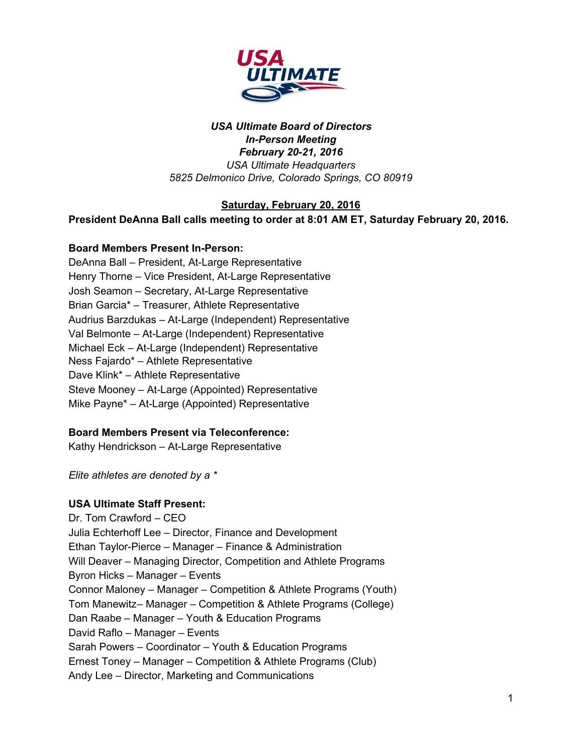***USA Ultimate Board of Directors***
***In-Person Meeting***
***February 20-21, 2016***
*USA Ultimate Headquarters*
*5825 Delmonico Drive, Colorado Springs, CO 80919*

## Saturday, February 20, 2016

**President DeAnna Ball calls meeting to order at 8:01 AM ET, Saturday February 20, 2016.**

**Board Members Present In-Person:**

DeAnna Ball – President, At-Large Representative
Henry Thorne – Vice President, At-Large Representative
Josh Seamon – Secretary, At-Large Representative
Brian Garcia* – Treasurer, Athlete Representative
Audrius Barzdukas – At-Large (Independent) Representative
Val Belmonte – At-Large (Independent) Representative
Michael Eck – At-Large (Independent) Representative
Ness Fajardo* – Athlete Representative
Dave Klink* – Athlete Representative
Steve Mooney – At-Large (Appointed) Representative
Mike Payne* – At-Large (Appointed) Representative

**Board Members Present via Teleconference:**

Kathy Hendrickson – At-Large Representative

*Elite athletes are denoted by a **

**USA Ultimate Staff Present:**

Dr. Tom Crawford – CEO
Julia Echterhoff Lee – Director, Finance and Development
Ethan Taylor-Pierce – Manager – Finance & Administration
Will Deaver – Managing Director, Competition and Athlete Programs
Byron Hicks – Manager – Events
Connor Maloney – Manager – Competition & Athlete Programs (Youth)
Tom Manewitz– Manager – Competition & Athlete Programs (College)
Dan Raabe – Manager – Youth & Education Programs
David Raflo – Manager – Events
Sarah Powers – Coordinator – Youth & Education Programs
Ernest Toney – Manager – Competition & Athlete Programs (Club)
Andy Lee – Director, Marketing and Communications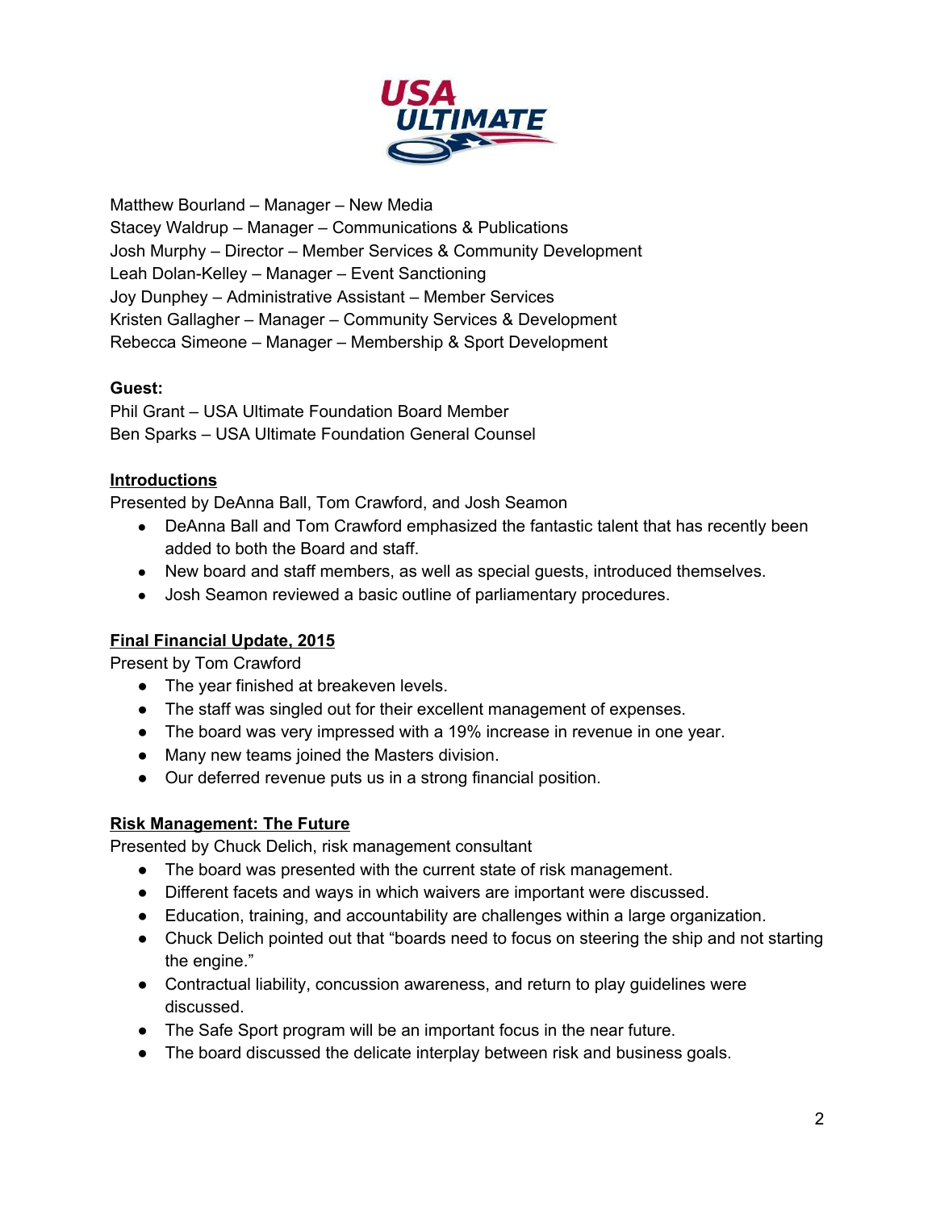Matthew Bourland – Manager – New Media
Stacey Waldrup – Manager – Communications & Publications
Josh Murphy – Director – Member Services & Community Development
Leah Dolan-Kelley – Manager – Event Sanctioning
Joy Dunphey – Administrative Assistant – Member Services
Kristen Gallagher – Manager – Community Services & Development
Rebecca Simeone – Manager – Membership & Sport Development

**Guest:**
Phil Grant – USA Ultimate Foundation Board Member
Ben Sparks – USA Ultimate Foundation General Counsel

**Introductions**

Presented by DeAnna Ball, Tom Crawford, and Josh Seamon

- DeAnna Ball and Tom Crawford emphasized the fantastic talent that has recently been added to both the Board and staff.
- New board and staff members, as well as special guests, introduced themselves.
- Josh Seamon reviewed a basic outline of parliamentary procedures.

**Final Financial Update, 2015**

Present by Tom Crawford

- The year finished at breakeven levels.
- The staff was singled out for their excellent management of expenses.
- The board was very impressed with a 19% increase in revenue in one year.
- Many new teams joined the Masters division.
- Our deferred revenue puts us in a strong financial position.

**Risk Management: The Future**

Presented by Chuck Delich, risk management consultant

- The board was presented with the current state of risk management.
- Different facets and ways in which waivers are important were discussed.
- Education, training, and accountability are challenges within a large organization.
- Chuck Delich pointed out that "boards need to focus on steering the ship and not starting the engine."
- Contractual liability, concussion awareness, and return to play guidelines were discussed.
- The Safe Sport program will be an important focus in the near future.
- The board discussed the delicate interplay between risk and business goals.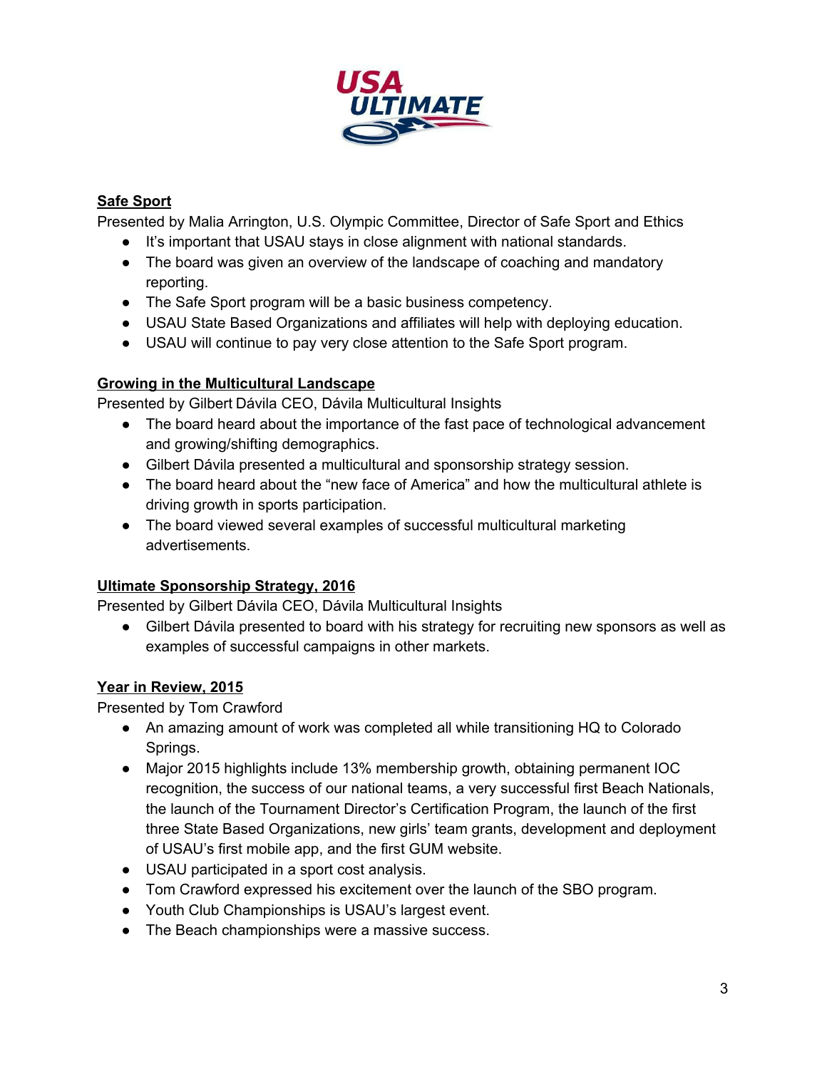## Safe Sport

Presented by Malia Arrington, U.S. Olympic Committee, Director of Safe Sport and Ethics

- It's important that USAU stays in close alignment with national standards.
- The board was given an overview of the landscape of coaching and mandatory reporting.
- The Safe Sport program will be a basic business competency.
- USAU State Based Organizations and affiliates will help with deploying education.
- USAU will continue to pay very close attention to the Safe Sport program.

## Growing in the Multicultural Landscape

Presented by Gilbert Dávila CEO, Dávila Multicultural Insights

- The board heard about the importance of the fast pace of technological advancement and growing/shifting demographics.
- Gilbert Dávila presented a multicultural and sponsorship strategy session.
- The board heard about the "new face of America" and how the multicultural athlete is driving growth in sports participation.
- The board viewed several examples of successful multicultural marketing advertisements.

## Ultimate Sponsorship Strategy, 2016

Presented by Gilbert Dávila CEO, Dávila Multicultural Insights

- Gilbert Dávila presented to board with his strategy for recruiting new sponsors as well as examples of successful campaigns in other markets.

## Year in Review, 2015

Presented by Tom Crawford

- An amazing amount of work was completed all while transitioning HQ to Colorado Springs.
- Major 2015 highlights include 13% membership growth, obtaining permanent IOC recognition, the success of our national teams, a very successful first Beach Nationals, the launch of the Tournament Director's Certification Program, the launch of the first three State Based Organizations, new girls' team grants, development and deployment of USAU's first mobile app, and the first GUM website.
- USAU participated in a sport cost analysis.
- Tom Crawford expressed his excitement over the launch of the SBO program.
- Youth Club Championships is USAU's largest event.
- The Beach championships were a massive success.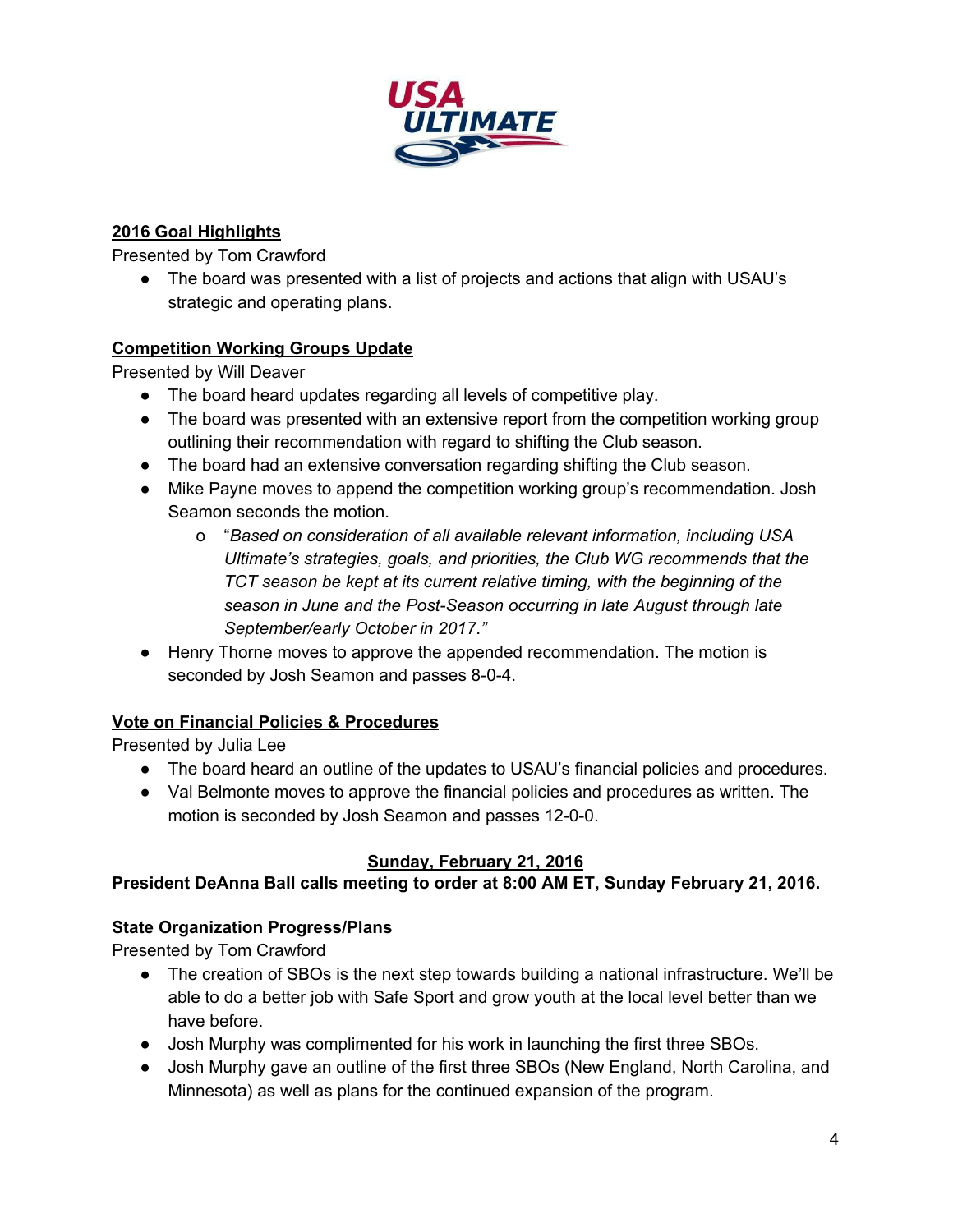**2016 Goal Highlights**

Presented by Tom Crawford

- The board was presented with a list of projects and actions that align with USAU's strategic and operating plans.

**Competition Working Groups Update**

Presented by Will Deaver

- The board heard updates regarding all levels of competitive play.
- The board was presented with an extensive report from the competition working group outlining their recommendation with regard to shifting the Club season.
- The board had an extensive conversation regarding shifting the Club season.
- Mike Payne moves to append the competition working group's recommendation. Josh Seamon seconds the motion.
    - "*Based on consideration of all available relevant information, including USA Ultimate's strategies, goals, and priorities, the Club WG recommends that the TCT season be kept at its current relative timing, with the beginning of the season in June and the Post-Season occurring in late August through late September/early October in 2017.*"
- Henry Thorne moves to approve the appended recommendation. The motion is seconded by Josh Seamon and passes 8-0-4.

**Vote on Financial Policies & Procedures**

Presented by Julia Lee

- The board heard an outline of the updates to USAU's financial policies and procedures.
- Val Belmonte moves to approve the financial policies and procedures as written. The motion is seconded by Josh Seamon and passes 12-0-0.

**Sunday, February 21, 2016**

**President DeAnna Ball calls meeting to order at 8:00 AM ET, Sunday February 21, 2016.**

**State Organization Progress/Plans**

Presented by Tom Crawford

- The creation of SBOs is the next step towards building a national infrastructure. We'll be able to do a better job with Safe Sport and grow youth at the local level better than we have before.
- Josh Murphy was complimented for his work in launching the first three SBOs.
- Josh Murphy gave an outline of the first three SBOs (New England, North Carolina, and Minnesota) as well as plans for the continued expansion of the program.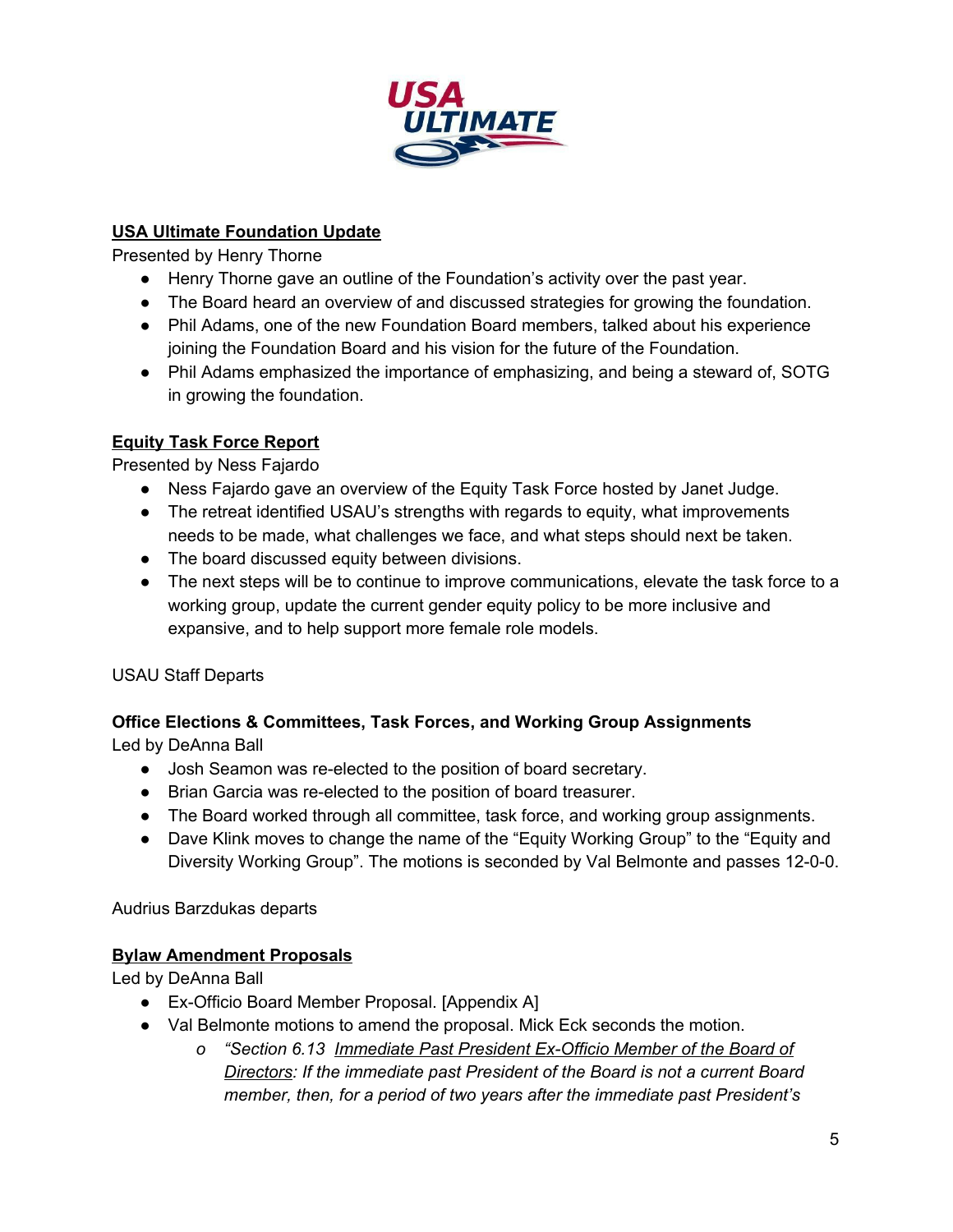## USA Ultimate Foundation Update

Presented by Henry Thorne

- Henry Thorne gave an outline of the Foundation's activity over the past year.
- The Board heard an overview of and discussed strategies for growing the foundation.
- Phil Adams, one of the new Foundation Board members, talked about his experience joining the Foundation Board and his vision for the future of the Foundation.
- Phil Adams emphasized the importance of emphasizing, and being a steward of, SOTG in growing the foundation.

## Equity Task Force Report

Presented by Ness Fajardo

- Ness Fajardo gave an overview of the Equity Task Force hosted by Janet Judge.
- The retreat identified USAU's strengths with regards to equity, what improvements needs to be made, what challenges we face, and what steps should next be taken.
- The board discussed equity between divisions.
- The next steps will be to continue to improve communications, elevate the task force to a working group, update the current gender equity policy to be more inclusive and expansive, and to help support more female role models.

USAU Staff Departs

**Office Elections & Committees, Task Forces, and Working Group Assignments**

Led by DeAnna Ball

- Josh Seamon was re-elected to the position of board secretary.
- Brian Garcia was re-elected to the position of board treasurer.
- The Board worked through all committee, task force, and working group assignments.
- Dave Klink moves to change the name of the "Equity Working Group" to the "Equity and Diversity Working Group". The motions is seconded by Val Belmonte and passes 12-0-0.

Audrius Barzdukas departs

## Bylaw Amendment Proposals

Led by DeAnna Ball

- Ex-Officio Board Member Proposal. [Appendix A]
- Val Belmonte motions to amend the proposal. Mick Eck seconds the motion.
  - *"Section 6.13 Immediate Past President Ex-Officio Member of the Board of Directors: If the immediate past President of the Board is not a current Board member, then, for a period of two years after the immediate past President's*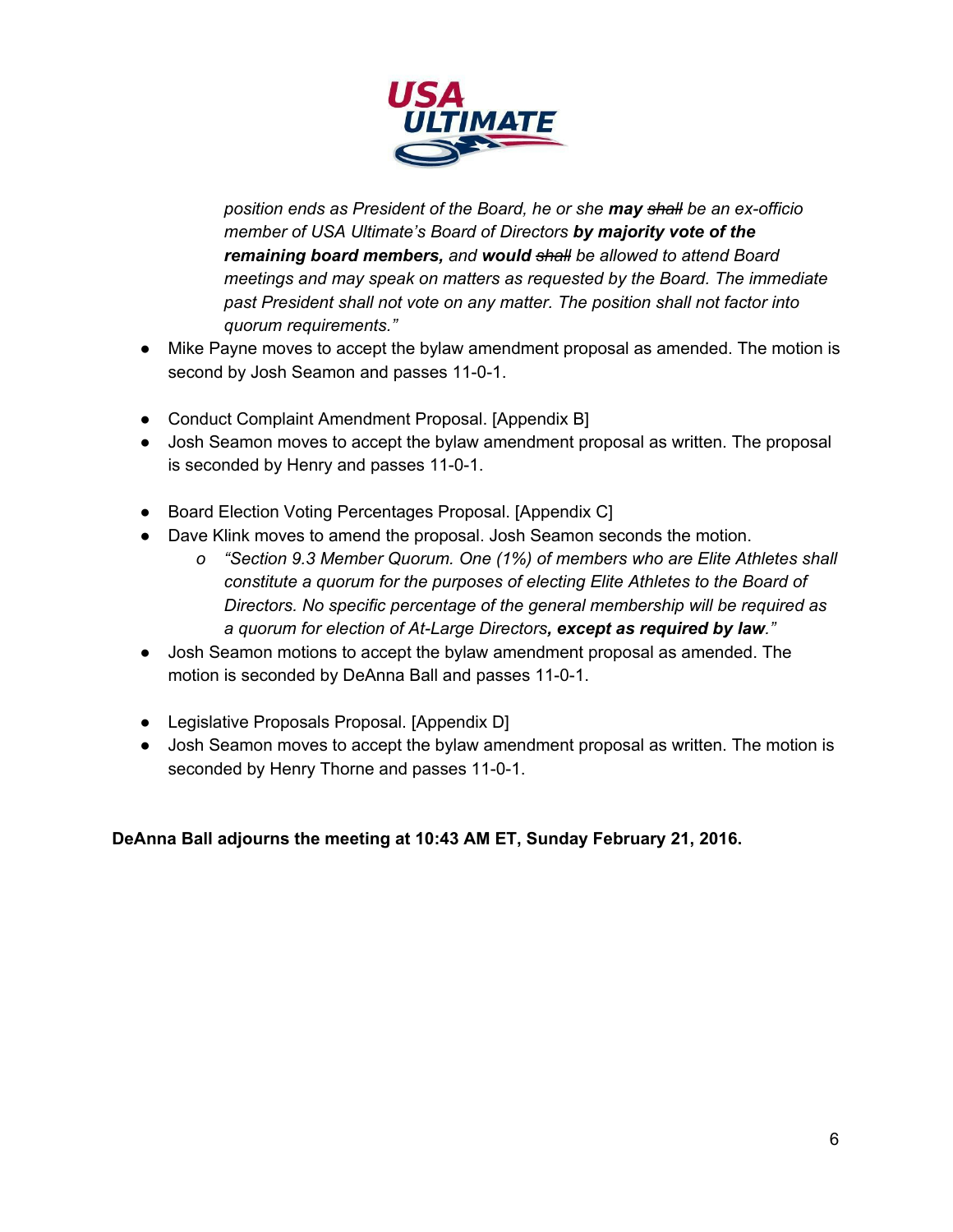*position ends as President of the Board, he or she* ***may*** *~~shall~~ be an ex-officio member of USA Ultimate's Board of Directors* ***by majority vote of the remaining board members,*** *and* ***would*** *~~shall~~ be allowed to attend Board meetings and may speak on matters as requested by the Board. The immediate past President shall not vote on any matter. The position shall not factor into quorum requirements."*

- Mike Payne moves to accept the bylaw amendment proposal as amended. The motion is second by Josh Seamon and passes 11-0-1.

- Conduct Complaint Amendment Proposal. [Appendix B]
- Josh Seamon moves to accept the bylaw amendment proposal as written. The proposal is seconded by Henry and passes 11-0-1.

- Board Election Voting Percentages Proposal. [Appendix C]
- Dave Klink moves to amend the proposal. Josh Seamon seconds the motion.
  - *"Section 9.3 Member Quorum. One (1%) of members who are Elite Athletes shall constitute a quorum for the purposes of electing Elite Athletes to the Board of Directors. No specific percentage of the general membership will be required as a quorum for election of At-Large Directors****, except as required by law****."*
- Josh Seamon motions to accept the bylaw amendment proposal as amended. The motion is seconded by DeAnna Ball and passes 11-0-1.

- Legislative Proposals Proposal. [Appendix D]
- Josh Seamon moves to accept the bylaw amendment proposal as written. The motion is seconded by Henry Thorne and passes 11-0-1.

**DeAnna Ball adjourns the meeting at 10:43 AM ET, Sunday February 21, 2016.**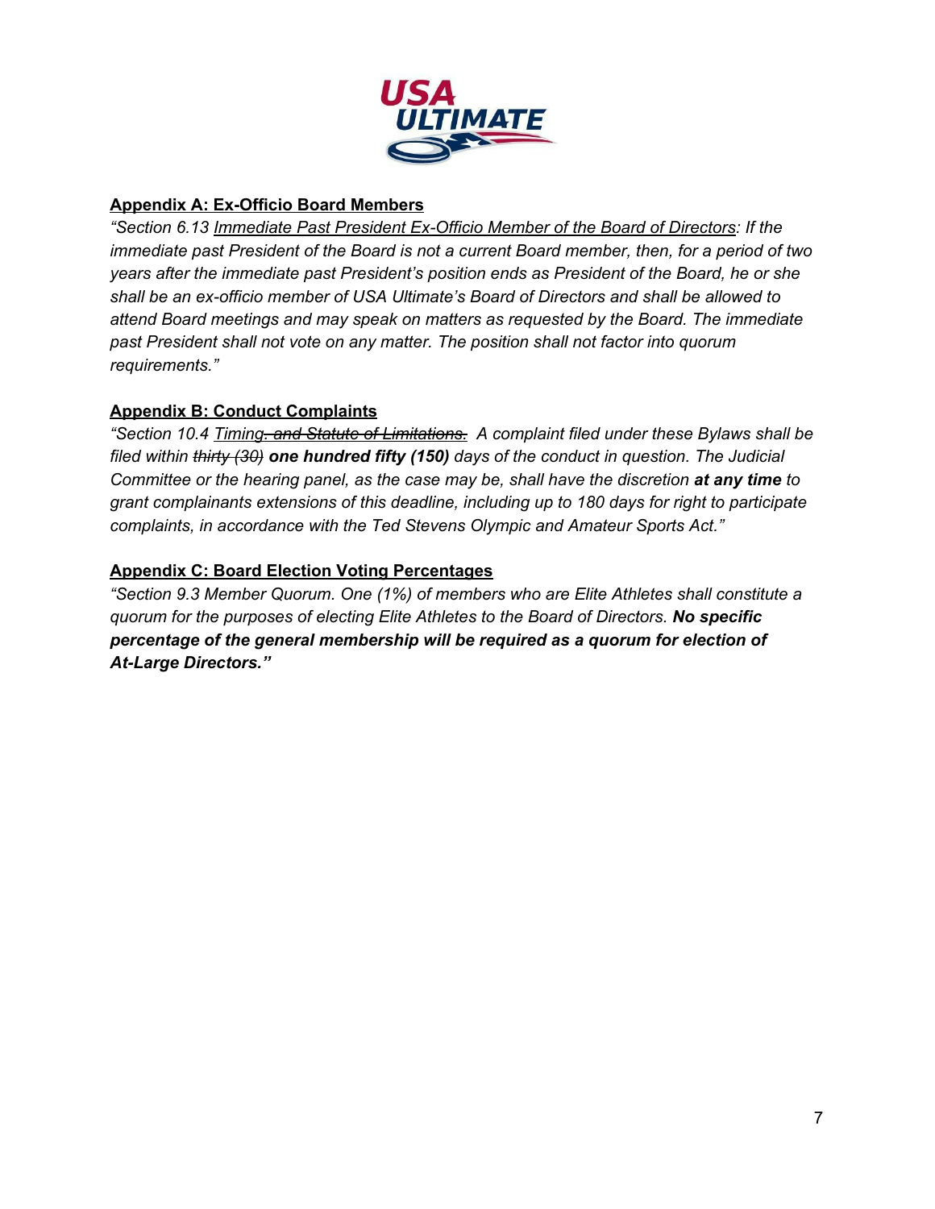**<u>Appendix A: Ex-Officio Board Members</u>**

*"Section 6.13 <u>Immediate Past President Ex-Officio Member of the Board of Directors</u>: If the immediate past President of the Board is not a current Board member, then, for a period of two years after the immediate past President's position ends as President of the Board, he or she shall be an ex-officio member of USA Ultimate's Board of Directors and shall be allowed to attend Board meetings and may speak on matters as requested by the Board. The immediate past President shall not vote on any matter. The position shall not factor into quorum requirements."*

**<u>Appendix B: Conduct Complaints</u>**

*"Section 10.4 <u>Timing~~. and Statute of Limitations.~~</u> A complaint filed under these Bylaws shall be filed within ~~thirty (30)~~ **one hundred fifty (150)** days of the conduct in question. The Judicial Committee or the hearing panel, as the case may be, shall have the discretion **at any time** to grant complainants extensions of this deadline, including up to 180 days for right to participate complaints, in accordance with the Ted Stevens Olympic and Amateur Sports Act."*

**<u>Appendix C: Board Election Voting Percentages</u>**

*"Section 9.3 Member Quorum. One (1%) of members who are Elite Athletes shall constitute a quorum for the purposes of electing Elite Athletes to the Board of Directors. **No specific percentage of the general membership will be required as a quorum for election of At-Large Directors."***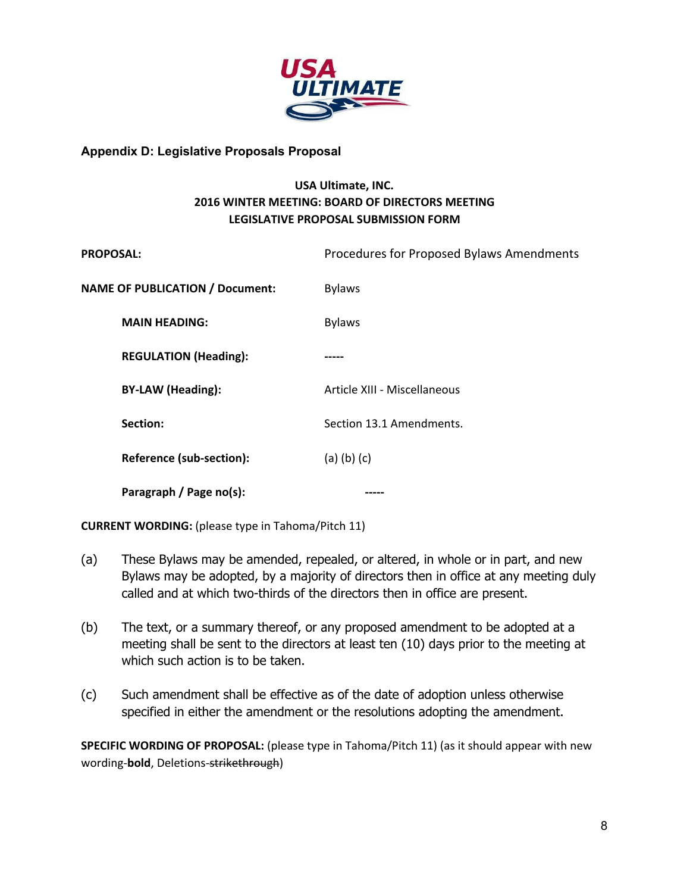### Appendix D: Legislative Proposals Proposal

**USA Ultimate, INC.**
**2016 WINTER MEETING: BOARD OF DIRECTORS MEETING**
**LEGISLATIVE PROPOSAL SUBMISSION FORM**

| | |
|---|---|
| **PROPOSAL:** | Procedures for Proposed Bylaws Amendments |
| **NAME OF PUBLICATION / Document:** | Bylaws |
| **MAIN HEADING:** | Bylaws |
| **REGULATION (Heading):** | ----- |
| **BY-LAW (Heading):** | Article XIII - Miscellaneous |
| **Section:** | Section 13.1 Amendments. |
| **Reference (sub-section):** | (a) (b) (c) |
| **Paragraph / Page no(s):** | ----- |

**CURRENT WORDING:** (please type in Tahoma/Pitch 11)

(a) These Bylaws may be amended, repealed, or altered, in whole or in part, and new Bylaws may be adopted, by a majority of directors then in office at any meeting duly called and at which two-thirds of the directors then in office are present.

(b) The text, or a summary thereof, or any proposed amendment to be adopted at a meeting shall be sent to the directors at least ten (10) days prior to the meeting at which such action is to be taken.

(c) Such amendment shall be effective as of the date of adoption unless otherwise specified in either the amendment or the resolutions adopting the amendment.

**SPECIFIC WORDING OF PROPOSAL:** (please type in Tahoma/Pitch 11) (as it should appear with new wording-**bold**, Deletions-~~strikethrough~~)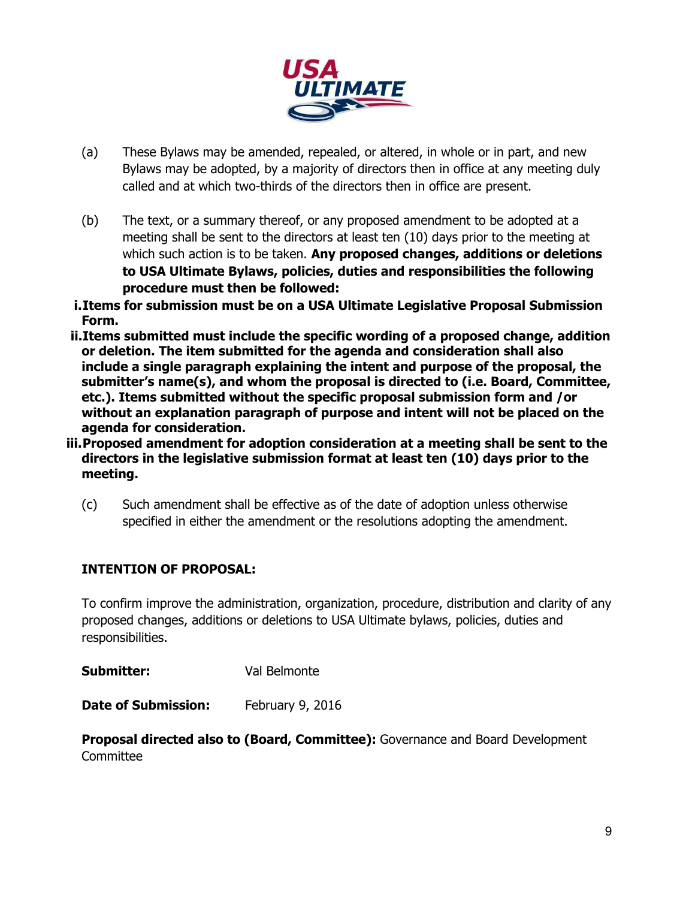(a) These Bylaws may be amended, repealed, or altered, in whole or in part, and new Bylaws may be adopted, by a majority of directors then in office at any meeting duly called and at which two-thirds of the directors then in office are present.

(b) The text, or a summary thereof, or any proposed amendment to be adopted at a meeting shall be sent to the directors at least ten (10) days prior to the meeting at which such action is to be taken. **Any proposed changes, additions or deletions to USA Ultimate Bylaws, policies, duties and responsibilities the following procedure must then be followed:**

**i. Items for submission must be on a USA Ultimate Legislative Proposal Submission Form.**

**ii. Items submitted must include the specific wording of a proposed change, addition or deletion. The item submitted for the agenda and consideration shall also include a single paragraph explaining the intent and purpose of the proposal, the submitter's name(s), and whom the proposal is directed to (i.e. Board, Committee, etc.). Items submitted without the specific proposal submission form and /or without an explanation paragraph of purpose and intent will not be placed on the agenda for consideration.**

**iii. Proposed amendment for adoption consideration at a meeting shall be sent to the directors in the legislative submission format at least ten (10) days prior to the meeting.**

(c) Such amendment shall be effective as of the date of adoption unless otherwise specified in either the amendment or the resolutions adopting the amendment.

**INTENTION OF PROPOSAL:**

To confirm improve the administration, organization, procedure, distribution and clarity of any proposed changes, additions or deletions to USA Ultimate bylaws, policies, duties and responsibilities.

**Submitter:** Val Belmonte

**Date of Submission:** February 9, 2016

**Proposal directed also to (Board, Committee):** Governance and Board Development Committee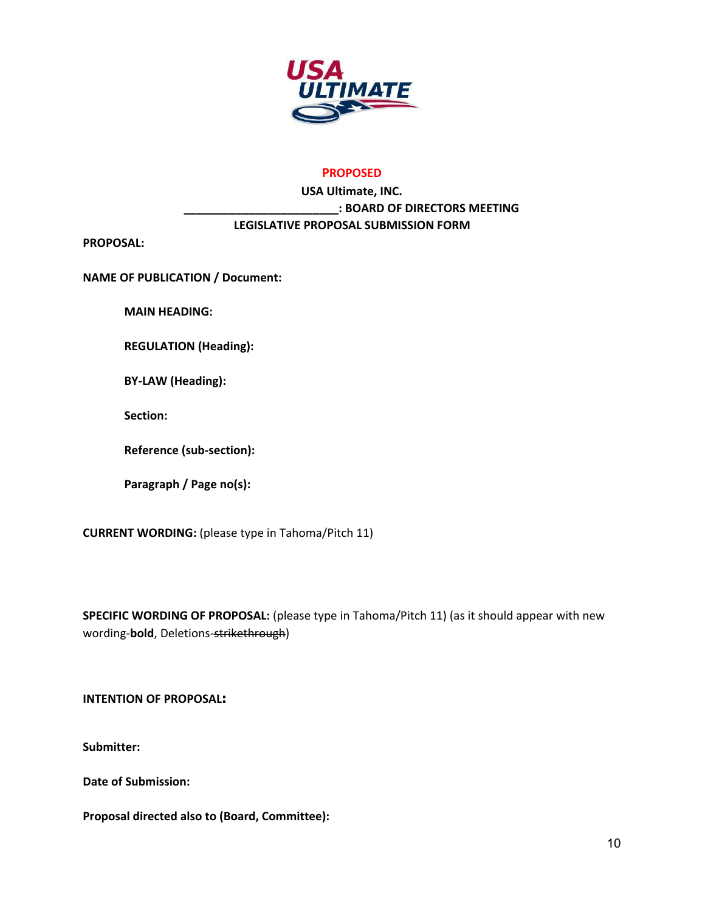**PROPOSED**

**USA Ultimate, INC.**

**________________________: BOARD OF DIRECTORS MEETING**

**LEGISLATIVE PROPOSAL SUBMISSION FORM**

**PROPOSAL:**

**NAME OF PUBLICATION / Document:**

> **MAIN HEADING:**
>
> **REGULATION (Heading):**
>
> **BY-LAW (Heading):**
>
> **Section:**
>
> **Reference (sub-section):**
>
> **Paragraph / Page no(s):**

**CURRENT WORDING:** (please type in Tahoma/Pitch 11)

**SPECIFIC WORDING OF PROPOSAL:** (please type in Tahoma/Pitch 11) (as it should appear with new wording-**bold**, Deletions-~~strikethrough~~)

**INTENTION OF PROPOSAL:**

**Submitter:**

**Date of Submission:**

**Proposal directed also to (Board, Committee):**